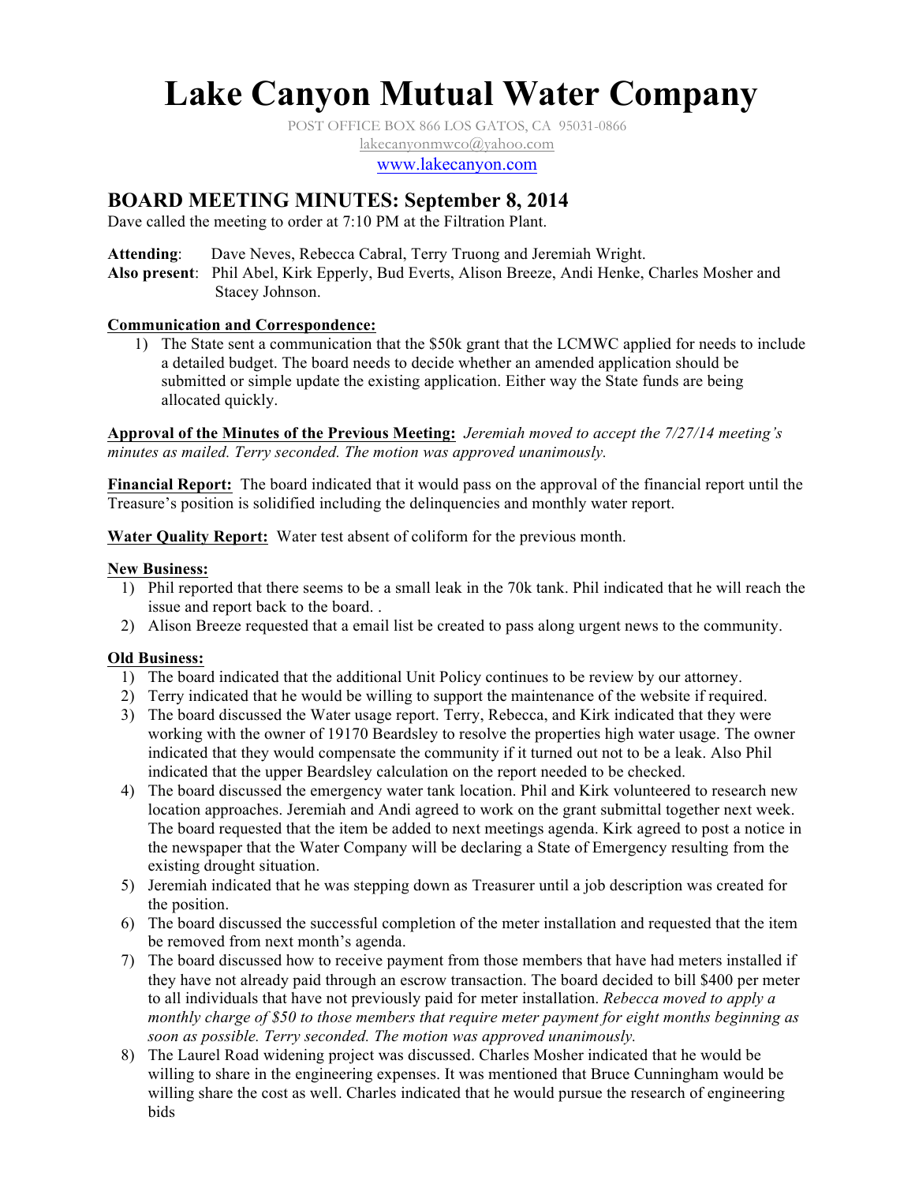# Lake Canyon Mutual Water Company

POST OFFICE BOX 866 LOS GATOS, CA 95031-0866
lakecanyonmwco@yahoo.com
www.lakecanyon.com

## BOARD MEETING MINUTES: September 8, 2014

Dave called the meeting to order at 7:10 PM at the Filtration Plant.

**Attending**: Dave Neves, Rebecca Cabral, Terry Truong and Jeremiah Wright.
**Also present**: Phil Abel, Kirk Epperly, Bud Everts, Alison Breeze, Andi Henke, Charles Mosher and Stacey Johnson.

**Communication and Correspondence:**

1) The State sent a communication that the $50k grant that the LCMWC applied for needs to include a detailed budget. The board needs to decide whether an amended application should be submitted or simple update the existing application. Either way the State funds are being allocated quickly.

**Approval of the Minutes of the Previous Meeting:** *Jeremiah moved to accept the 7/27/14 meeting's minutes as mailed. Terry seconded. The motion was approved unanimously.*

**Financial Report:** The board indicated that it would pass on the approval of the financial report until the Treasure's position is solidified including the delinquencies and monthly water report.

**Water Quality Report:** Water test absent of coliform for the previous month.

**New Business:**

1) Phil reported that there seems to be a small leak in the 70k tank. Phil indicated that he will reach the issue and report back to the board. .
2) Alison Breeze requested that a email list be created to pass along urgent news to the community.

**Old Business:**

1) The board indicated that the additional Unit Policy continues to be review by our attorney.
2) Terry indicated that he would be willing to support the maintenance of the website if required.
3) The board discussed the Water usage report. Terry, Rebecca, and Kirk indicated that they were working with the owner of 19170 Beardsley to resolve the properties high water usage. The owner indicated that they would compensate the community if it turned out not to be a leak. Also Phil indicated that the upper Beardsley calculation on the report needed to be checked.
4) The board discussed the emergency water tank location. Phil and Kirk volunteered to research new location approaches. Jeremiah and Andi agreed to work on the grant submittal together next week. The board requested that the item be added to next meetings agenda. Kirk agreed to post a notice in the newspaper that the Water Company will be declaring a State of Emergency resulting from the existing drought situation.
5) Jeremiah indicated that he was stepping down as Treasurer until a job description was created for the position.
6) The board discussed the successful completion of the meter installation and requested that the item be removed from next month's agenda.
7) The board discussed how to receive payment from those members that have had meters installed if they have not already paid through an escrow transaction. The board decided to bill $400 per meter to all individuals that have not previously paid for meter installation. *Rebecca moved to apply a monthly charge of $50 to those members that require meter payment for eight months beginning as soon as possible. Terry seconded. The motion was approved unanimously.*
8) The Laurel Road widening project was discussed. Charles Mosher indicated that he would be willing to share in the engineering expenses. It was mentioned that Bruce Cunningham would be willing share the cost as well. Charles indicated that he would pursue the research of engineering bids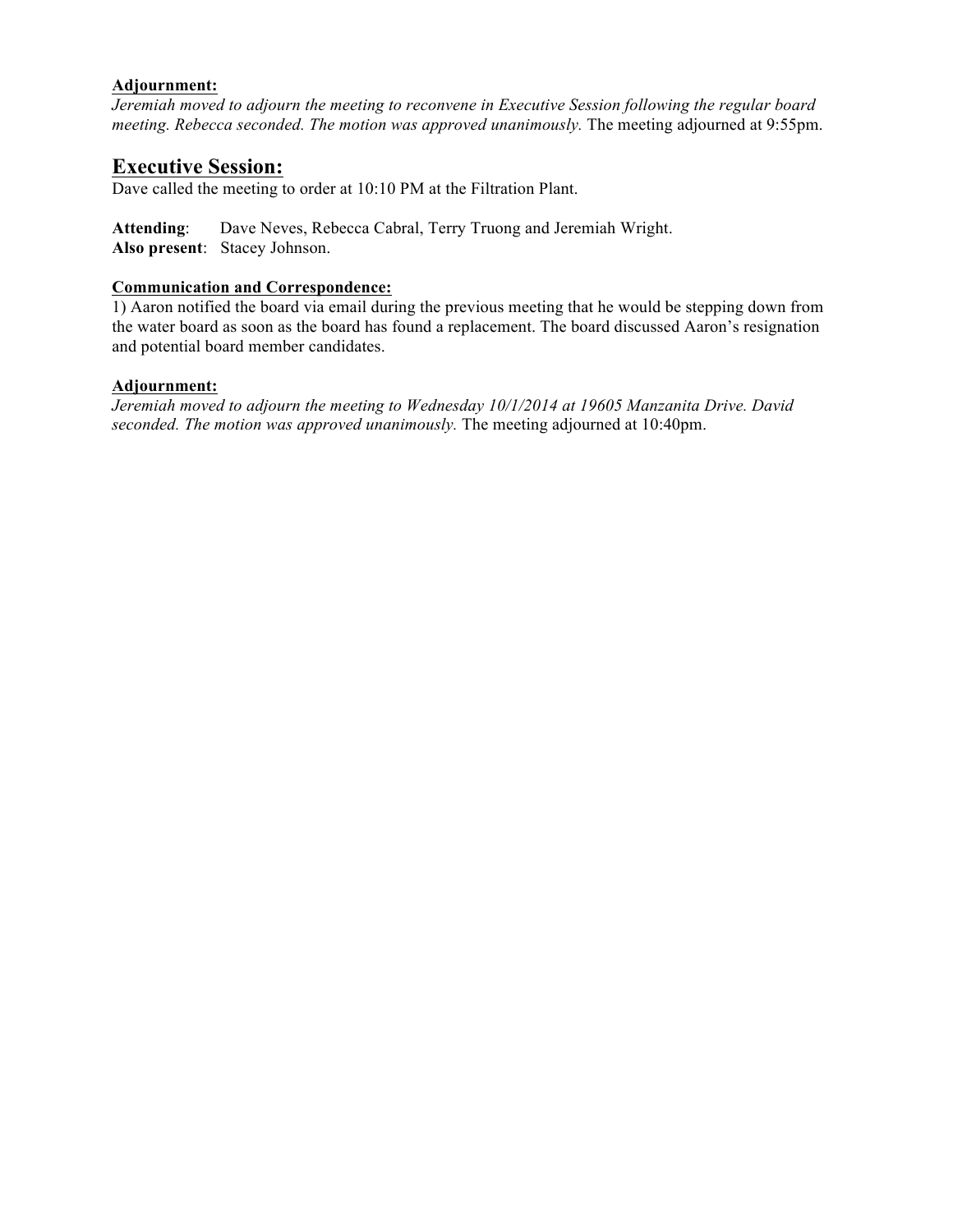**Adjournment:**

*Jeremiah moved to adjourn the meeting to reconvene in Executive Session following the regular board meeting. Rebecca seconded. The motion was approved unanimously.* The meeting adjourned at 9:55pm.

## Executive Session:

Dave called the meeting to order at 10:10 PM at the Filtration Plant.

**Attending**: Dave Neves, Rebecca Cabral, Terry Truong and Jeremiah Wright.
**Also present**: Stacey Johnson.

**Communication and Correspondence:**

1) Aaron notified the board via email during the previous meeting that he would be stepping down from the water board as soon as the board has found a replacement. The board discussed Aaron's resignation and potential board member candidates.

**Adjournment:**

*Jeremiah moved to adjourn the meeting to Wednesday 10/1/2014 at 19605 Manzanita Drive. David seconded. The motion was approved unanimously.* The meeting adjourned at 10:40pm.